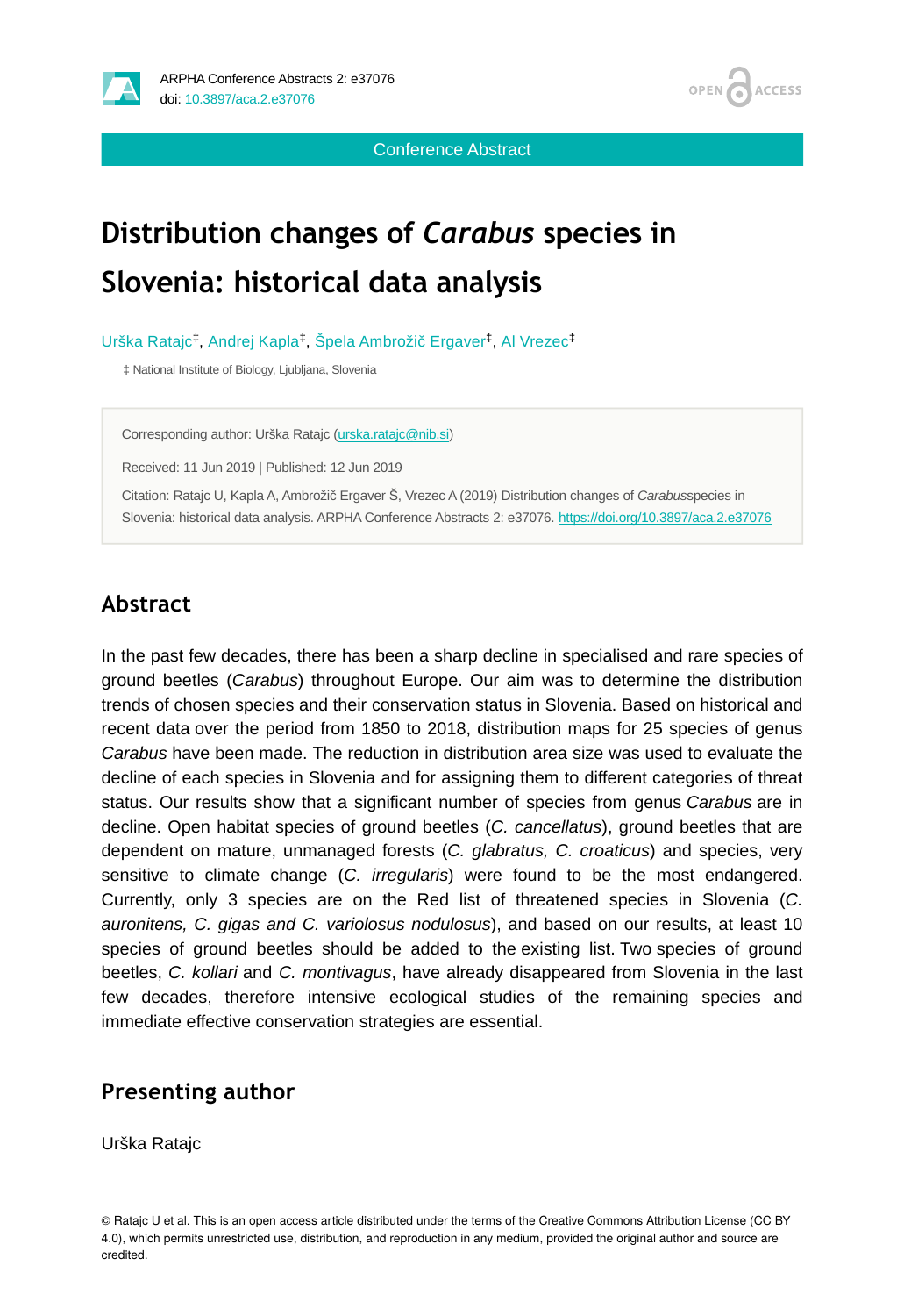Conference Abstract

# Distribution changes of *Carabus* species in Slovenia: historical data analysis

Urška Ratajc[‡], Andrej Kapla[‡], Špela Ambrožič Ergaver[‡], Al Vrezec[‡]

‡ National Institute of Biology, Ljubljana, Slovenia

Corresponding author: Urška Ratajc (urska.ratajc@nib.si)

Received: 11 Jun 2019 | Published: 12 Jun 2019

Citation: Ratajc U, Kapla A, Ambrožič Ergaver Š, Vrezec A (2019) Distribution changes of *Carabus*species in Slovenia: historical data analysis. ARPHA Conference Abstracts 2: e37076. https://doi.org/10.3897/aca.2.e37076

## Abstract

In the past few decades, there has been a sharp decline in specialised and rare species of ground beetles (*Carabus*) throughout Europe. Our aim was to determine the distribution trends of chosen species and their conservation status in Slovenia. Based on historical and recent data over the period from 1850 to 2018, distribution maps for 25 species of genus *Carabus* have been made. The reduction in distribution area size was used to evaluate the decline of each species in Slovenia and for assigning them to different categories of threat status. Our results show that a significant number of species from genus *Carabus* are in decline. Open habitat species of ground beetles (*C. cancellatus*), ground beetles that are dependent on mature, unmanaged forests (*C. glabratus, C. croaticus*) and species, very sensitive to climate change (*C. irregularis*) were found to be the most endangered. Currently, only 3 species are on the Red list of threatened species in Slovenia (*C. auronitens, C. gigas and C. variolosus nodulosus*), and based on our results, at least 10 species of ground beetles should be added to the existing list. Two species of ground beetles, *C. kollari* and *C. montivagus*, have already disappeared from Slovenia in the last few decades, therefore intensive ecological studies of the remaining species and immediate effective conservation strategies are essential.

## Presenting author

Urška Ratajc

© Ratajc U et al. This is an open access article distributed under the terms of the Creative Commons Attribution License (CC BY 4.0), which permits unrestricted use, distribution, and reproduction in any medium, provided the original author and source are credited.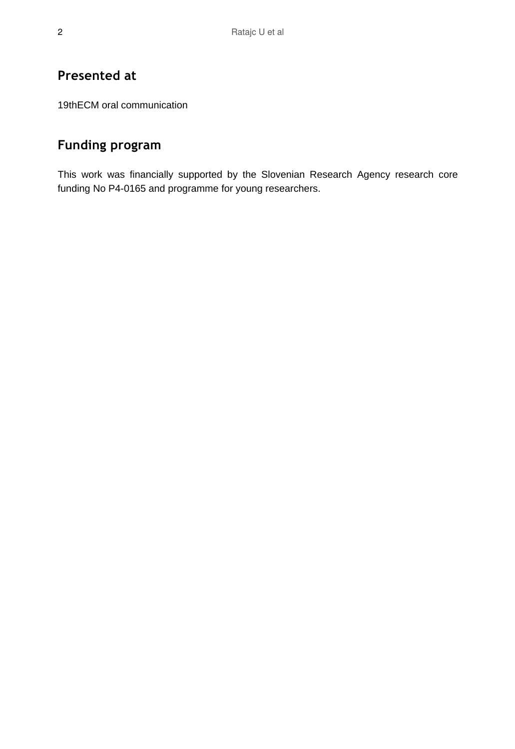## Presented at

19thECM oral communication

## Funding program

This work was financially supported by the Slovenian Research Agency research core funding No P4-0165 and programme for young researchers.